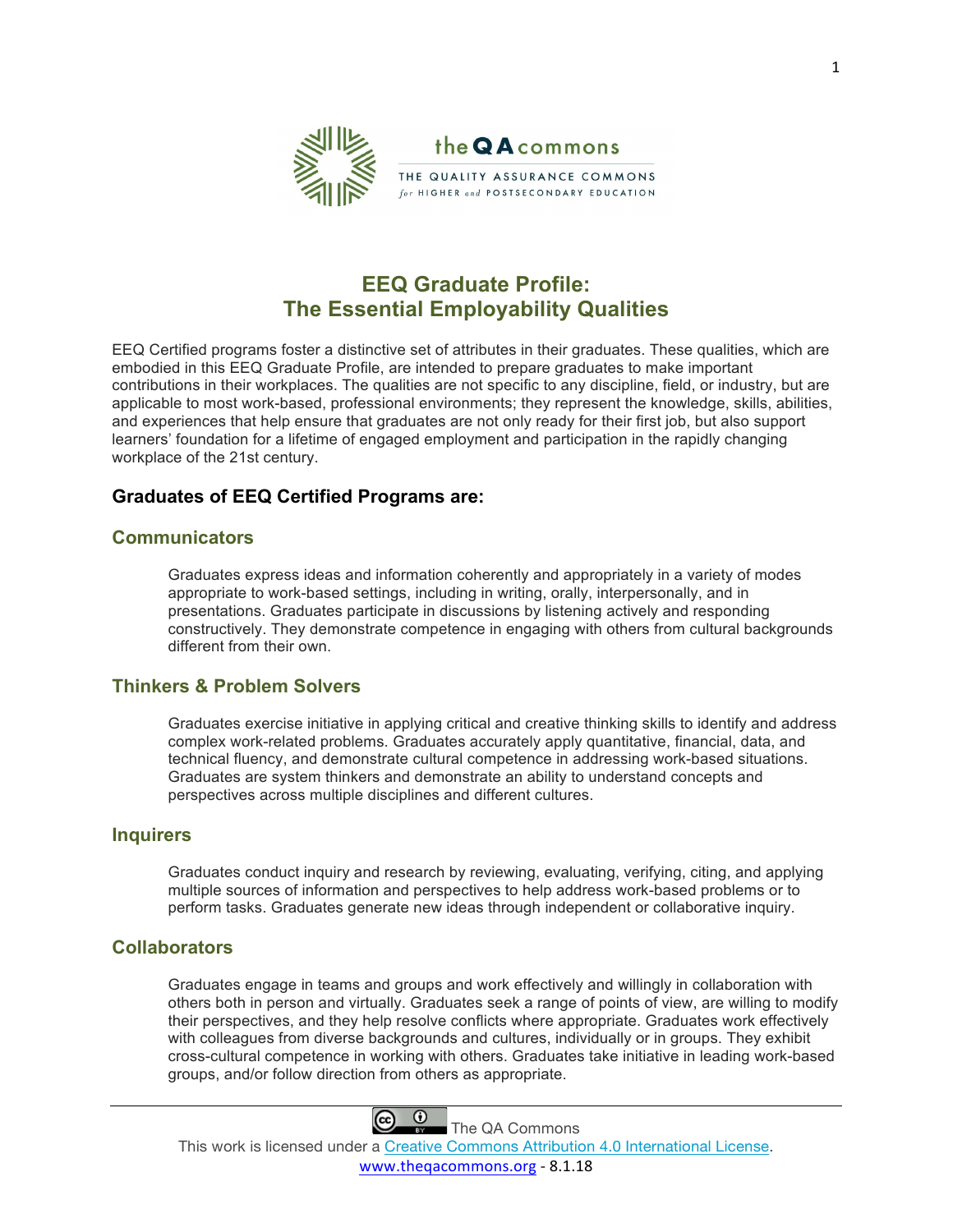the QA commons

THE QUALITY ASSURANCE COMMONS *for* HIGHER *and* POSTSECONDARY EDUCATION

# EEQ Graduate Profile: The Essential Employability Qualities

EEQ Certified programs foster a distinctive set of attributes in their graduates. These qualities, which are embodied in this EEQ Graduate Profile, are intended to prepare graduates to make important contributions in their workplaces. The qualities are not specific to any discipline, field, or industry, but are applicable to most work-based, professional environments; they represent the knowledge, skills, abilities, and experiences that help ensure that graduates are not only ready for their first job, but also support learners' foundation for a lifetime of engaged employment and participation in the rapidly changing workplace of the 21st century.

## Graduates of EEQ Certified Programs are:

### Communicators

Graduates express ideas and information coherently and appropriately in a variety of modes appropriate to work-based settings, including in writing, orally, interpersonally, and in presentations. Graduates participate in discussions by listening actively and responding constructively. They demonstrate competence in engaging with others from cultural backgrounds different from their own.

### Thinkers & Problem Solvers

Graduates exercise initiative in applying critical and creative thinking skills to identify and address complex work-related problems. Graduates accurately apply quantitative, financial, data, and technical fluency, and demonstrate cultural competence in addressing work-based situations. Graduates are system thinkers and demonstrate an ability to understand concepts and perspectives across multiple disciplines and different cultures.

### Inquirers

Graduates conduct inquiry and research by reviewing, evaluating, verifying, citing, and applying multiple sources of information and perspectives to help address work-based problems or to perform tasks. Graduates generate new ideas through independent or collaborative inquiry.

### Collaborators

Graduates engage in teams and groups and work effectively and willingly in collaboration with others both in person and virtually. Graduates seek a range of points of view, are willing to modify their perspectives, and they help resolve conflicts where appropriate. Graduates work effectively with colleagues from diverse backgrounds and cultures, individually or in groups. They exhibit cross-cultural competence in working with others. Graduates take initiative in leading work-based groups, and/or follow direction from others as appropriate.

---

The QA Commons
This work is licensed under a Creative Commons Attribution 4.0 International License.
www.theqacommons.org - 8.1.18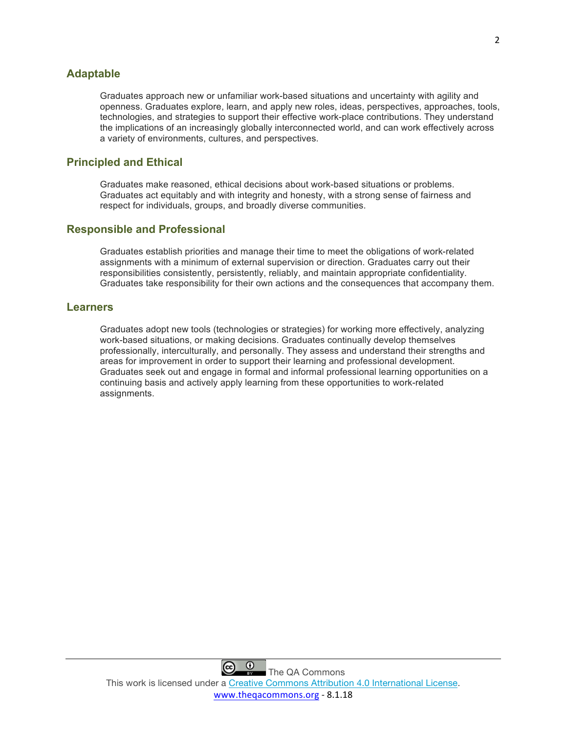## Adaptable

Graduates approach new or unfamiliar work-based situations and uncertainty with agility and openness. Graduates explore, learn, and apply new roles, ideas, perspectives, approaches, tools, technologies, and strategies to support their effective work-place contributions. They understand the implications of an increasingly globally interconnected world, and can work effectively across a variety of environments, cultures, and perspectives.

## Principled and Ethical

Graduates make reasoned, ethical decisions about work-based situations or problems. Graduates act equitably and with integrity and honesty, with a strong sense of fairness and respect for individuals, groups, and broadly diverse communities.

## Responsible and Professional

Graduates establish priorities and manage their time to meet the obligations of work-related assignments with a minimum of external supervision or direction. Graduates carry out their responsibilities consistently, persistently, reliably, and maintain appropriate confidentiality. Graduates take responsibility for their own actions and the consequences that accompany them.

## Learners

Graduates adopt new tools (technologies or strategies) for working more effectively, analyzing work-based situations, or making decisions. Graduates continually develop themselves professionally, interculturally, and personally. They assess and understand their strengths and areas for improvement in order to support their learning and professional development. Graduates seek out and engage in formal and informal professional learning opportunities on a continuing basis and actively apply learning from these opportunities to work-related assignments.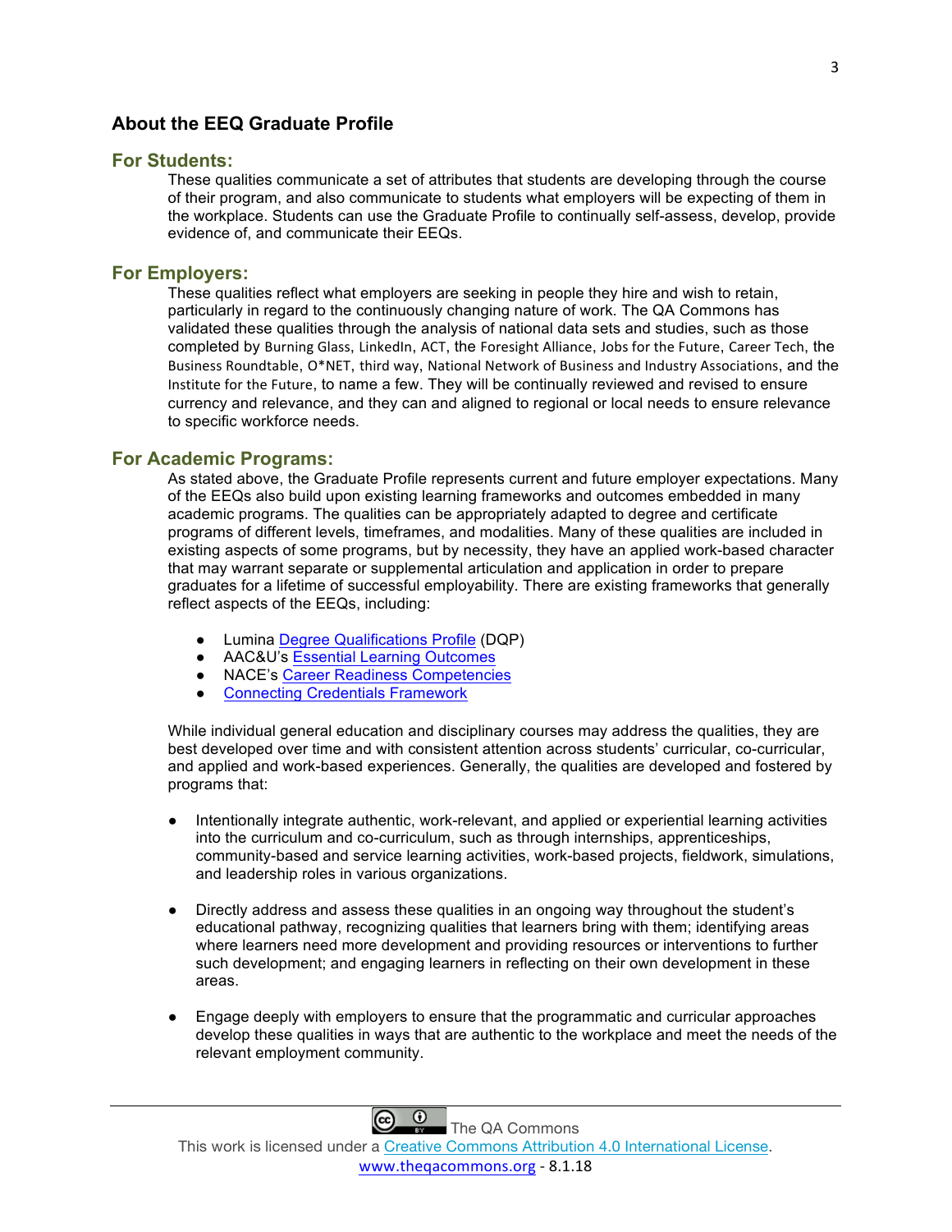## About the EEQ Graduate Profile

### For Students:

These qualities communicate a set of attributes that students are developing through the course of their program, and also communicate to students what employers will be expecting of them in the workplace. Students can use the Graduate Profile to continually self-assess, develop, provide evidence of, and communicate their EEQs.

### For Employers:

These qualities reflect what employers are seeking in people they hire and wish to retain, particularly in regard to the continuously changing nature of work. The QA Commons has validated these qualities through the analysis of national data sets and studies, such as those completed by Burning Glass, LinkedIn, ACT, the Foresight Alliance, Jobs for the Future, Career Tech, the Business Roundtable, O*NET, third way, National Network of Business and Industry Associations, and the Institute for the Future, to name a few. They will be continually reviewed and revised to ensure currency and relevance, and they can and aligned to regional or local needs to ensure relevance to specific workforce needs.

### For Academic Programs:

As stated above, the Graduate Profile represents current and future employer expectations. Many of the EEQs also build upon existing learning frameworks and outcomes embedded in many academic programs. The qualities can be appropriately adapted to degree and certificate programs of different levels, timeframes, and modalities. Many of these qualities are included in existing aspects of some programs, but by necessity, they have an applied work-based character that may warrant separate or supplemental articulation and application in order to prepare graduates for a lifetime of successful employability. There are existing frameworks that generally reflect aspects of the EEQs, including:

- Lumina Degree Qualifications Profile (DQP)
- AAC&U's Essential Learning Outcomes
- NACE's Career Readiness Competencies
- Connecting Credentials Framework

While individual general education and disciplinary courses may address the qualities, they are best developed over time and with consistent attention across students' curricular, co-curricular, and applied and work-based experiences. Generally, the qualities are developed and fostered by programs that:

- Intentionally integrate authentic, work-relevant, and applied or experiential learning activities into the curriculum and co-curriculum, such as through internships, apprenticeships, community-based and service learning activities, work-based projects, fieldwork, simulations, and leadership roles in various organizations.

- Directly address and assess these qualities in an ongoing way throughout the student's educational pathway, recognizing qualities that learners bring with them; identifying areas where learners need more development and providing resources or interventions to further such development; and engaging learners in reflecting on their own development in these areas.

- Engage deeply with employers to ensure that the programmatic and curricular approaches develop these qualities in ways that are authentic to the workplace and meet the needs of the relevant employment community.